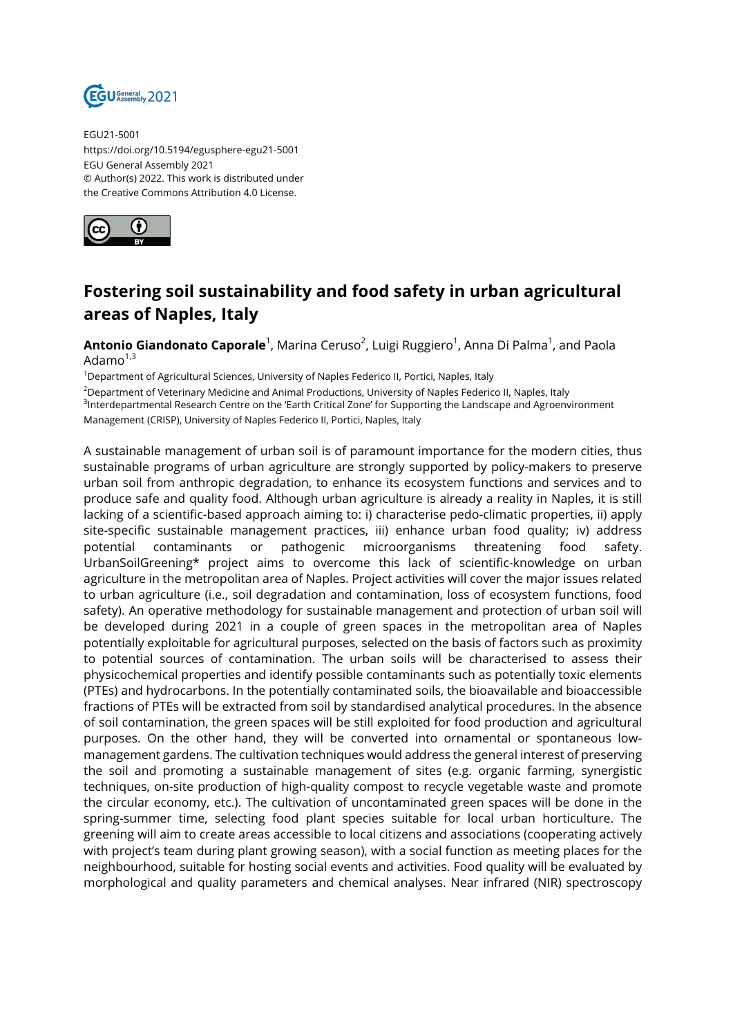EGU21-5001
https://doi.org/10.5194/egusphere-egu21-5001
EGU General Assembly 2021
© Author(s) 2022. This work is distributed under
the Creative Commons Attribution 4.0 License.

# Fostering soil sustainability and food safety in urban agricultural areas of Naples, Italy

**Antonio Giandonato Caporale**[1], Marina Ceruso[2], Luigi Ruggiero[1], Anna Di Palma[1], and Paola Adamo[1,3]

[1]Department of Agricultural Sciences, University of Naples Federico II, Portici, Naples, Italy
[2]Department of Veterinary Medicine and Animal Productions, University of Naples Federico II, Naples, Italy
[3]Interdepartmental Research Centre on the 'Earth Critical Zone' for Supporting the Landscape and Agroenvironment Management (CRISP), University of Naples Federico II, Portici, Naples, Italy

A sustainable management of urban soil is of paramount importance for the modern cities, thus sustainable programs of urban agriculture are strongly supported by policy-makers to preserve urban soil from anthropic degradation, to enhance its ecosystem functions and services and to produce safe and quality food. Although urban agriculture is already a reality in Naples, it is still lacking of a scientific-based approach aiming to: i) characterise pedo-climatic properties, ii) apply site-specific sustainable management practices, iii) enhance urban food quality; iv) address potential contaminants or pathogenic microorganisms threatening food safety. UrbanSoilGreening* project aims to overcome this lack of scientific-knowledge on urban agriculture in the metropolitan area of Naples. Project activities will cover the major issues related to urban agriculture (i.e., soil degradation and contamination, loss of ecosystem functions, food safety). An operative methodology for sustainable management and protection of urban soil will be developed during 2021 in a couple of green spaces in the metropolitan area of Naples potentially exploitable for agricultural purposes, selected on the basis of factors such as proximity to potential sources of contamination. The urban soils will be characterised to assess their physicochemical properties and identify possible contaminants such as potentially toxic elements (PTEs) and hydrocarbons. In the potentially contaminated soils, the bioavailable and bioaccessible fractions of PTEs will be extracted from soil by standardised analytical procedures. In the absence of soil contamination, the green spaces will be still exploited for food production and agricultural purposes. On the other hand, they will be converted into ornamental or spontaneous low-management gardens. The cultivation techniques would address the general interest of preserving the soil and promoting a sustainable management of sites (e.g. organic farming, synergistic techniques, on-site production of high-quality compost to recycle vegetable waste and promote the circular economy, etc.). The cultivation of uncontaminated green spaces will be done in the spring-summer time, selecting food plant species suitable for local urban horticulture. The greening will aim to create areas accessible to local citizens and associations (cooperating actively with project's team during plant growing season), with a social function as meeting places for the neighbourhood, suitable for hosting social events and activities. Food quality will be evaluated by morphological and quality parameters and chemical analyses. Near infrared (NIR) spectroscopy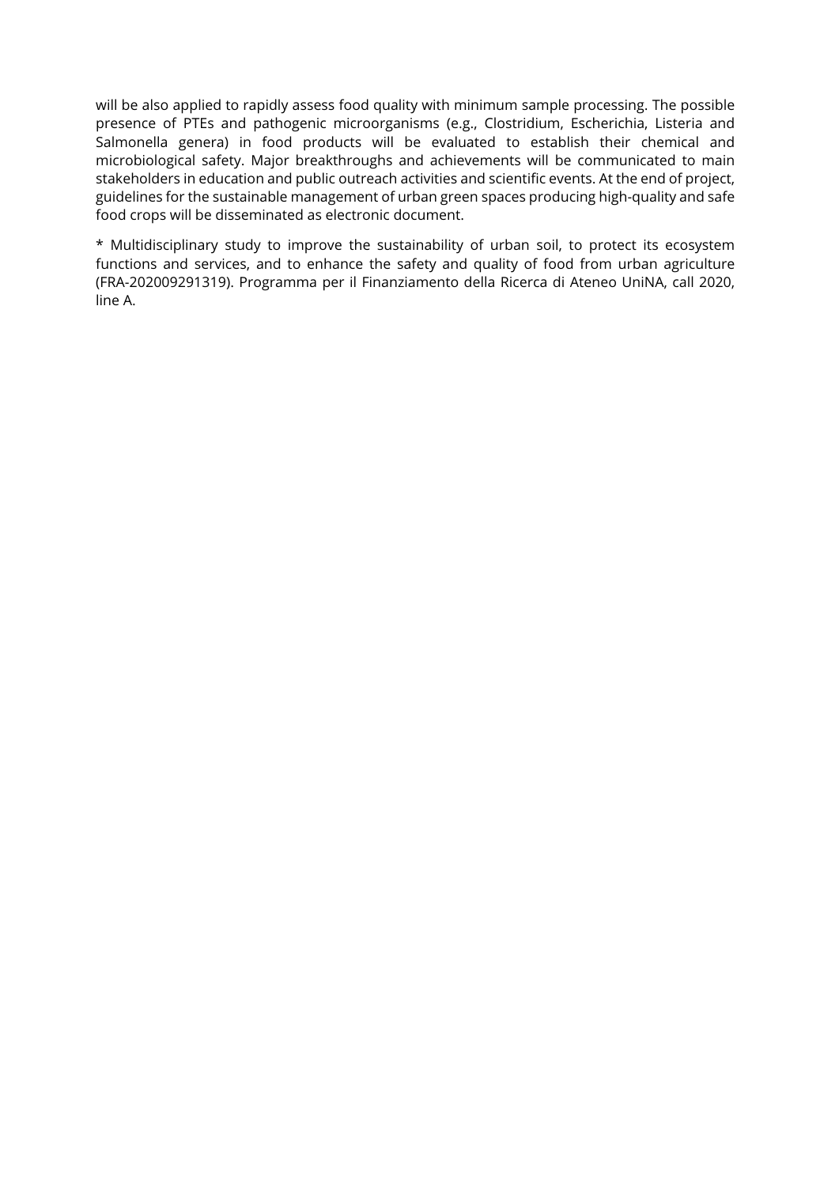will be also applied to rapidly assess food quality with minimum sample processing. The possible presence of PTEs and pathogenic microorganisms (e.g., Clostridium, Escherichia, Listeria and Salmonella genera) in food products will be evaluated to establish their chemical and microbiological safety. Major breakthroughs and achievements will be communicated to main stakeholders in education and public outreach activities and scientific events. At the end of project, guidelines for the sustainable management of urban green spaces producing high-quality and safe food crops will be disseminated as electronic document.

* Multidisciplinary study to improve the sustainability of urban soil, to protect its ecosystem functions and services, and to enhance the safety and quality of food from urban agriculture (FRA-202009291319). Programma per il Finanziamento della Ricerca di Ateneo UniNA, call 2020, line A.